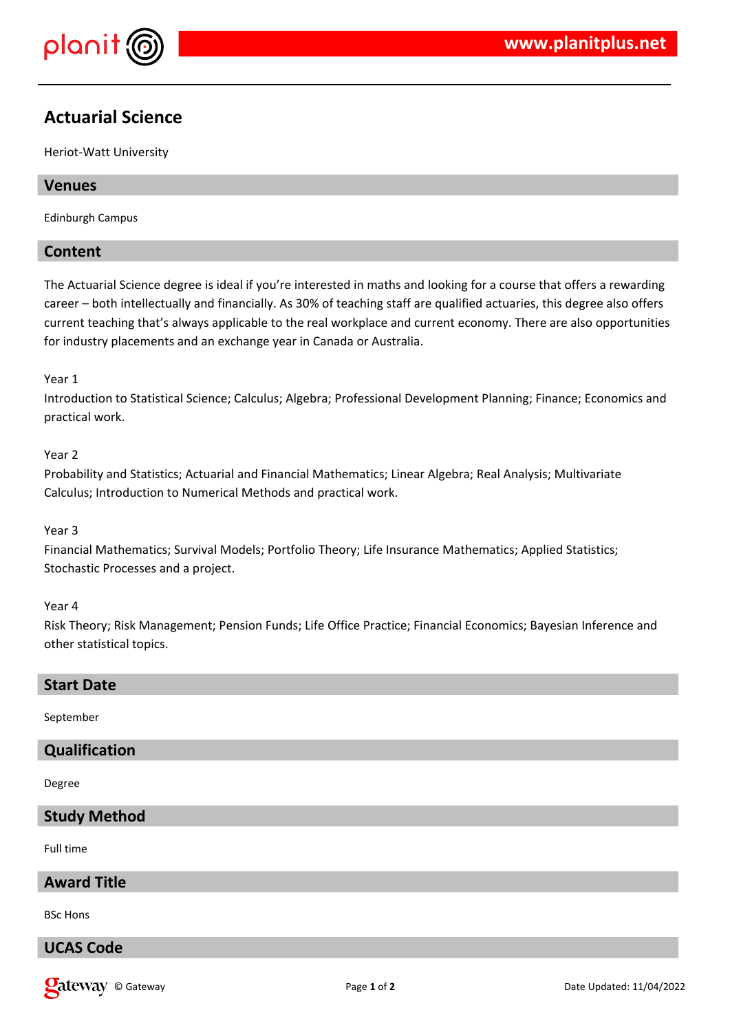# Actuarial Science

Heriot-Watt University

## Venues

Edinburgh Campus

## Content

The Actuarial Science degree is ideal if you're interested in maths and looking for a course that offers a rewarding career – both intellectually and financially. As 30% of teaching staff are qualified actuaries, this degree also offers current teaching that's always applicable to the real workplace and current economy. There are also opportunities for industry placements and an exchange year in Canada or Australia.

Year 1
Introduction to Statistical Science; Calculus; Algebra; Professional Development Planning; Finance; Economics and practical work.

Year 2
Probability and Statistics; Actuarial and Financial Mathematics; Linear Algebra; Real Analysis; Multivariate Calculus; Introduction to Numerical Methods and practical work.

Year 3
Financial Mathematics; Survival Models; Portfolio Theory; Life Insurance Mathematics; Applied Statistics; Stochastic Processes and a project.

Year 4
Risk Theory; Risk Management; Pension Funds; Life Office Practice; Financial Economics; Bayesian Inference and other statistical topics.

## Start Date

September

## Qualification

Degree

## Study Method

Full time

## Award Title

BSc Hons

## UCAS Code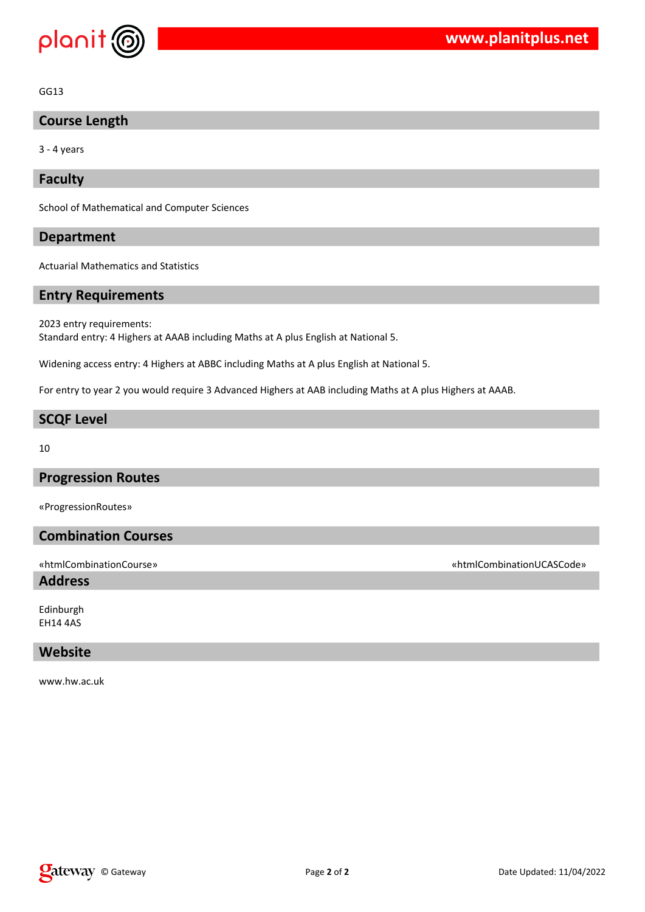GG13

## Course Length

3 - 4 years

## Faculty

School of Mathematical and Computer Sciences

## Department

Actuarial Mathematics and Statistics

## Entry Requirements

2023 entry requirements:
Standard entry: 4 Highers at AAAB including Maths at A plus English at National 5.

Widening access entry: 4 Highers at ABBC including Maths at A plus English at National 5.

For entry to year 2 you would require 3 Advanced Highers at AAB including Maths at A plus Highers at AAAB.

## SCQF Level

10

## Progression Routes

«ProgressionRoutes»

## Combination Courses

«htmlCombinationCourse» «htmlCombinationUCASCode»

## Address

Edinburgh
EH14 4AS

## Website

www.hw.ac.uk